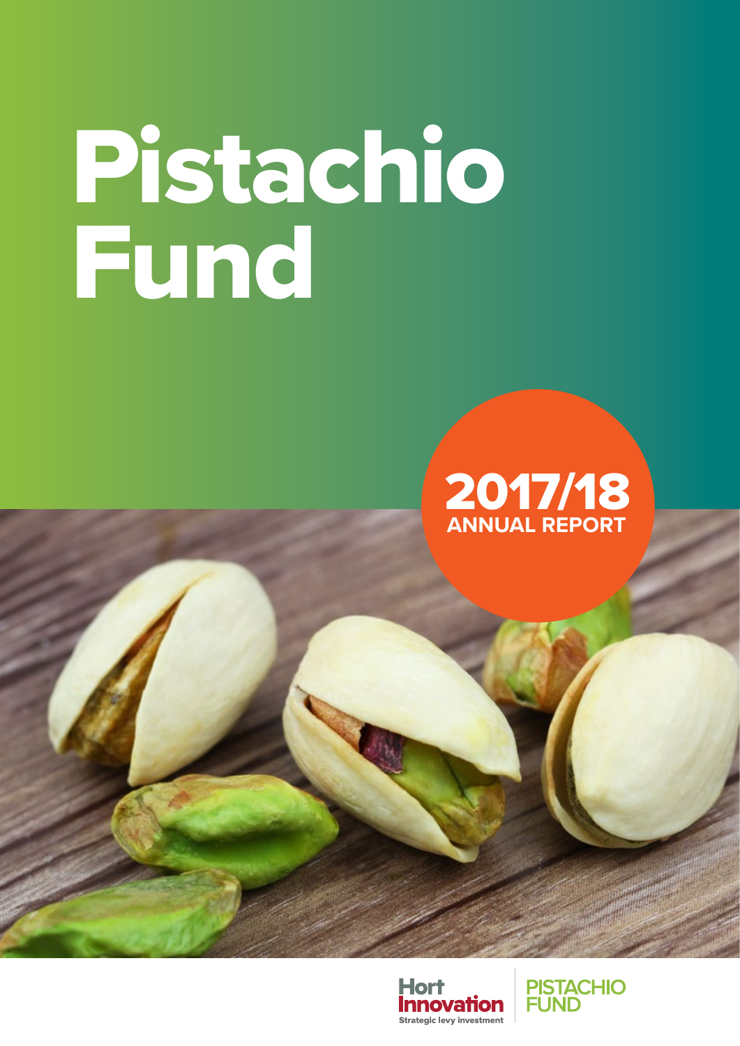# Pistachio Fund

**2017/18**
**ANNUAL REPORT**

Hort Innovation
Strategic levy investment

PISTACHIO FUND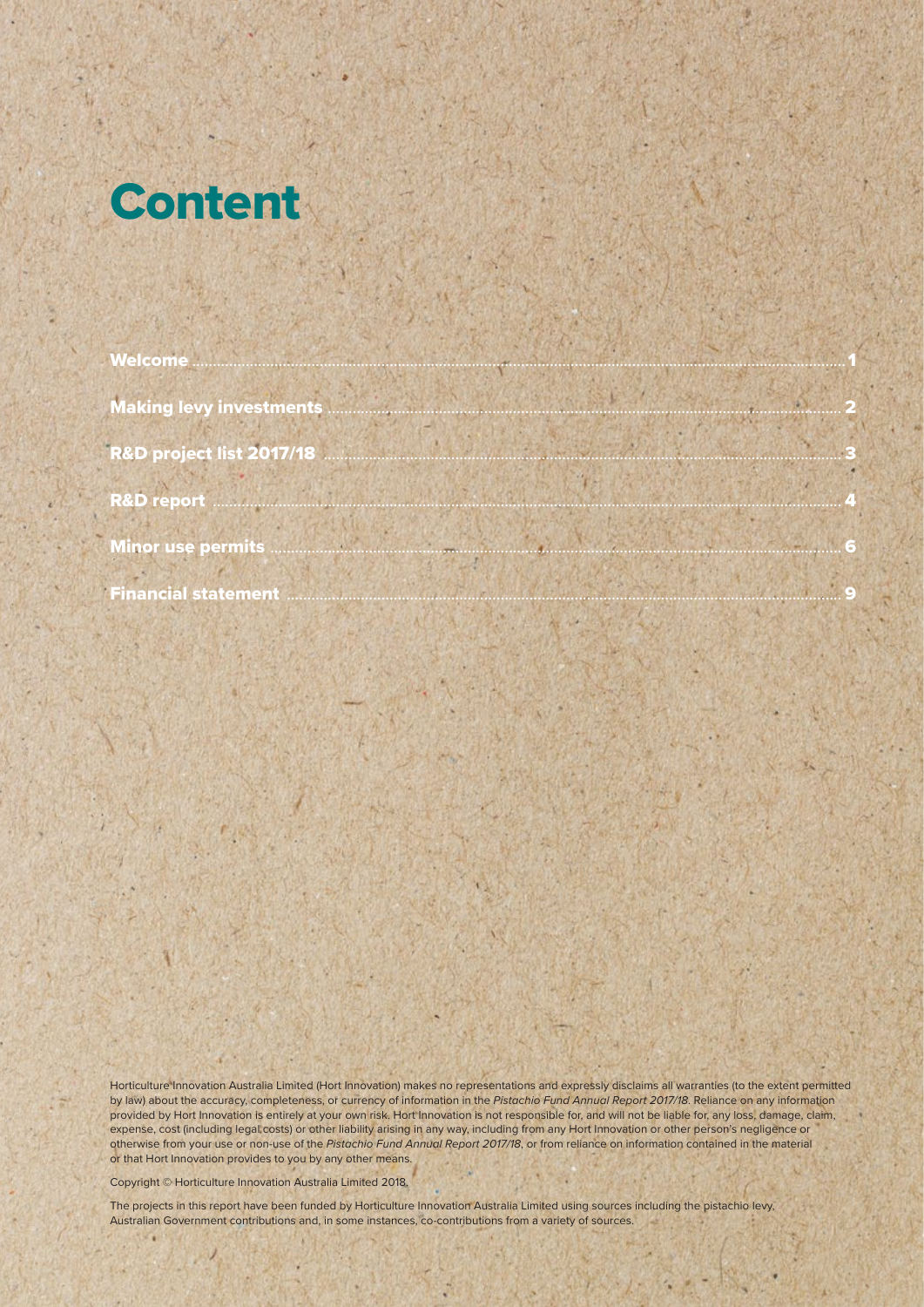# Content

| | |
|---|---|
| **Welcome** | 1 |
| **Making levy investments** | 2 |
| **R&D project list 2017/18** | 3 |
| **R&D report** | 4 |
| **Minor use permits** | 6 |
| **Financial statement** | 9 |

Horticulture Innovation Australia Limited (Hort Innovation) makes no representations and expressly disclaims all warranties (to the extent permitted by law) about the accuracy, completeness, or currency of information in the *Pistachio Fund Annual Report 2017/18*. Reliance on any information provided by Hort Innovation is entirely at your own risk. Hort Innovation is not responsible for, and will not be liable for, any loss, damage, claim, expense, cost (including legal costs) or other liability arising in any way, including from any Hort Innovation or other person's negligence or otherwise from your use or non-use of the *Pistachio Fund Annual Report 2017/18*, or from reliance on information contained in the material or that Hort Innovation provides to you by any other means.

Copyright © Horticulture Innovation Australia Limited 2018.

The projects in this report have been funded by Horticulture Innovation Australia Limited using sources including the pistachio levy, Australian Government contributions and, in some instances, co-contributions from a variety of sources.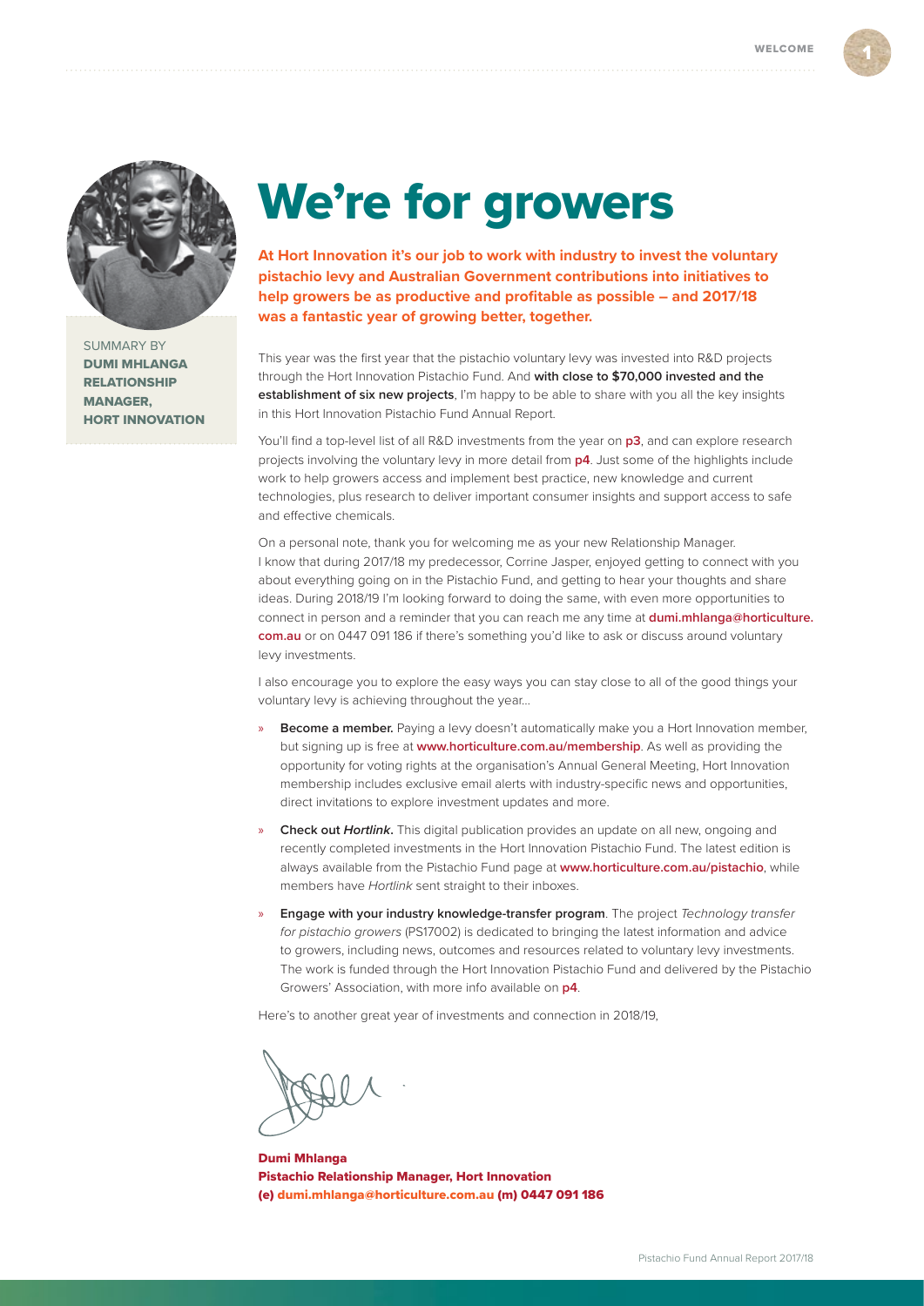SUMMARY BY
**DUMI MHLANGA**
**RELATIONSHIP MANAGER, HORT INNOVATION**

# We're for growers

**At Hort Innovation it's our job to work with industry to invest the voluntary pistachio levy and Australian Government contributions into initiatives to help growers be as productive and profitable as possible – and 2017/18 was a fantastic year of growing better, together.**

This year was the first year that the pistachio voluntary levy was invested into R&D projects through the Hort Innovation Pistachio Fund. And **with close to $70,000 invested and the establishment of six new projects**, I'm happy to be able to share with you all the key insights in this Hort Innovation Pistachio Fund Annual Report.

You'll find a top-level list of all R&D investments from the year on **p3**, and can explore research projects involving the voluntary levy in more detail from **p4**. Just some of the highlights include work to help growers access and implement best practice, new knowledge and current technologies, plus research to deliver important consumer insights and support access to safe and effective chemicals.

On a personal note, thank you for welcoming me as your new Relationship Manager. I know that during 2017/18 my predecessor, Corrine Jasper, enjoyed getting to connect with you about everything going on in the Pistachio Fund, and getting to hear your thoughts and share ideas. During 2018/19 I'm looking forward to doing the same, with even more opportunities to connect in person and a reminder that you can reach me any time at **dumi.mhlanga@horticulture.com.au** or on 0447 091 186 if there's something you'd like to ask or discuss around voluntary levy investments.

I also encourage you to explore the easy ways you can stay close to all of the good things your voluntary levy is achieving throughout the year...

- **Become a member.** Paying a levy doesn't automatically make you a Hort Innovation member, but signing up is free at **www.horticulture.com.au/membership**. As well as providing the opportunity for voting rights at the organisation's Annual General Meeting, Hort Innovation membership includes exclusive email alerts with industry-specific news and opportunities, direct invitations to explore investment updates and more.
- **Check out *Hortlink*.** This digital publication provides an update on all new, ongoing and recently completed investments in the Hort Innovation Pistachio Fund. The latest edition is always available from the Pistachio Fund page at **www.horticulture.com.au/pistachio**, while members have *Hortlink* sent straight to their inboxes.
- **Engage with your industry knowledge-transfer program**. The project *Technology transfer for pistachio growers* (PS17002) is dedicated to bringing the latest information and advice to growers, including news, outcomes and resources related to voluntary levy investments. The work is funded through the Hort Innovation Pistachio Fund and delivered by the Pistachio Growers' Association, with more info available on **p4**.

Here's to another great year of investments and connection in 2018/19,

**Dumi Mhlanga**
**Pistachio Relationship Manager, Hort Innovation**
**(e) dumi.mhlanga@horticulture.com.au (m) 0447 091 186**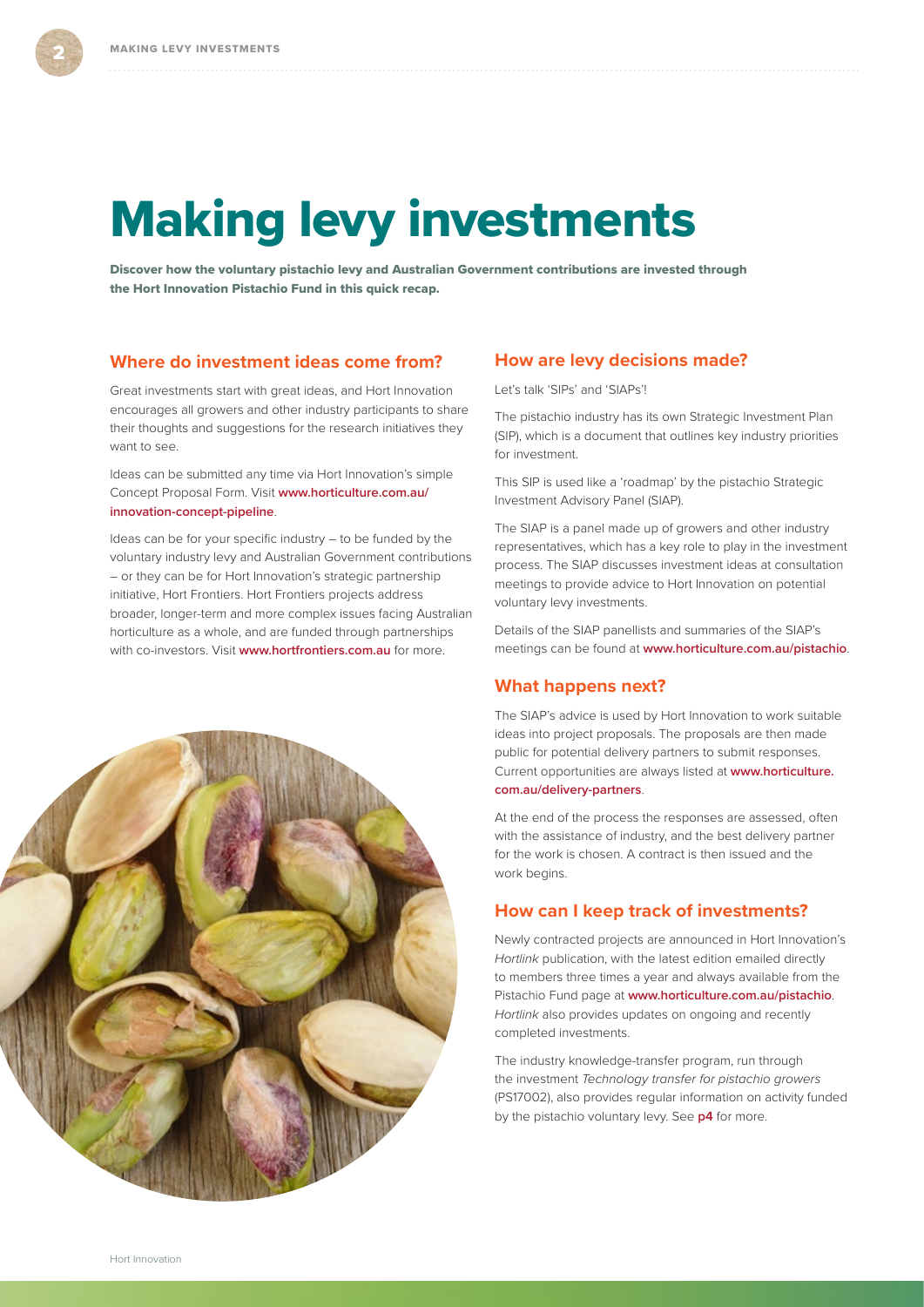# Making levy investments

**Discover how the voluntary pistachio levy and Australian Government contributions are invested through the Hort Innovation Pistachio Fund in this quick recap.**

## Where do investment ideas come from?

Great investments start with great ideas, and Hort Innovation encourages all growers and other industry participants to share their thoughts and suggestions for the research initiatives they want to see.

Ideas can be submitted any time via Hort Innovation's simple Concept Proposal Form. Visit **www.horticulture.com.au/innovation-concept-pipeline**.

Ideas can be for your specific industry – to be funded by the voluntary industry levy and Australian Government contributions – or they can be for Hort Innovation's strategic partnership initiative, Hort Frontiers. Hort Frontiers projects address broader, longer-term and more complex issues facing Australian horticulture as a whole, and are funded through partnerships with co-investors. Visit **www.hortfrontiers.com.au** for more.

## How are levy decisions made?

Let's talk 'SIPs' and 'SIAPs'!

The pistachio industry has its own Strategic Investment Plan (SIP), which is a document that outlines key industry priorities for investment.

This SIP is used like a 'roadmap' by the pistachio Strategic Investment Advisory Panel (SIAP).

The SIAP is a panel made up of growers and other industry representatives, which has a key role to play in the investment process. The SIAP discusses investment ideas at consultation meetings to provide advice to Hort Innovation on potential voluntary levy investments.

Details of the SIAP panellists and summaries of the SIAP's meetings can be found at **www.horticulture.com.au/pistachio**.

## What happens next?

The SIAP's advice is used by Hort Innovation to work suitable ideas into project proposals. The proposals are then made public for potential delivery partners to submit responses. Current opportunities are always listed at **www.horticulture.com.au/delivery-partners**.

At the end of the process the responses are assessed, often with the assistance of industry, and the best delivery partner for the work is chosen. A contract is then issued and the work begins.

## How can I keep track of investments?

Newly contracted projects are announced in Hort Innovation's *Hortlink* publication, with the latest edition emailed directly to members three times a year and always available from the Pistachio Fund page at **www.horticulture.com.au/pistachio**. *Hortlink* also provides updates on ongoing and recently completed investments.

The industry knowledge-transfer program, run through the investment *Technology transfer for pistachio growers* (PS17002), also provides regular information on activity funded by the pistachio voluntary levy. See **p4** for more.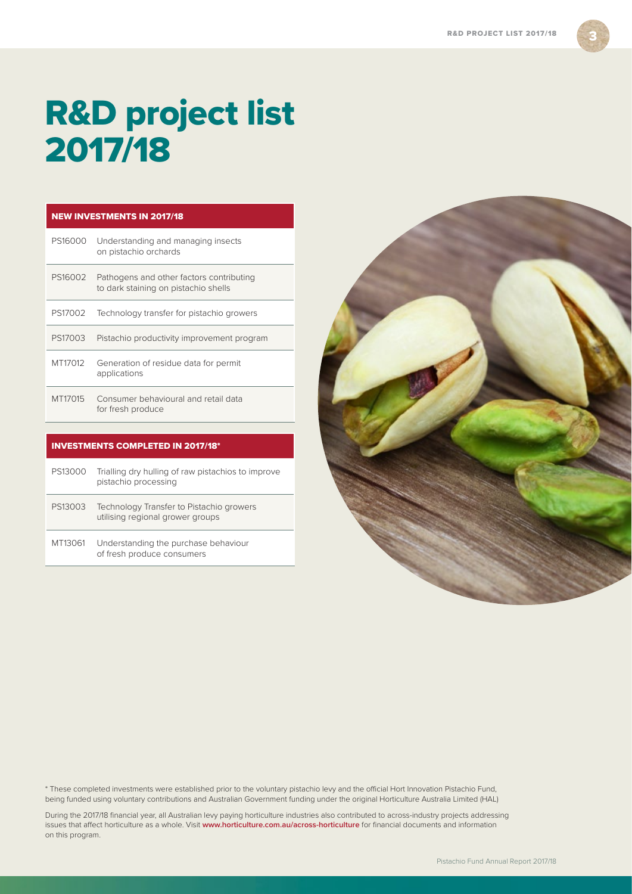# R&D project list 2017/18

| NEW INVESTMENTS IN 2017/18 | |
|---|---|
| PS16000 | Understanding and managing insects on pistachio orchards |
| PS16002 | Pathogens and other factors contributing to dark staining on pistachio shells |
| PS17002 | Technology transfer for pistachio growers |
| PS17003 | Pistachio productivity improvement program |
| MT17012 | Generation of residue data for permit applications |
| MT17015 | Consumer behavioural and retail data for fresh produce |

| INVESTMENTS COMPLETED IN 2017/18* | |
|---|---|
| PS13000 | Trialling dry hulling of raw pistachios to improve pistachio processing |
| PS13003 | Technology Transfer to Pistachio growers utilising regional grower groups |
| MT13061 | Understanding the purchase behaviour of fresh produce consumers |

* These completed investments were established prior to the voluntary pistachio levy and the official Hort Innovation Pistachio Fund, being funded using voluntary contributions and Australian Government funding under the original Horticulture Australia Limited (HAL)

During the 2017/18 financial year, all Australian levy paying horticulture industries also contributed to across-industry projects addressing issues that affect horticulture as a whole. Visit **www.horticulture.com.au/across-horticulture** for financial documents and information on this program.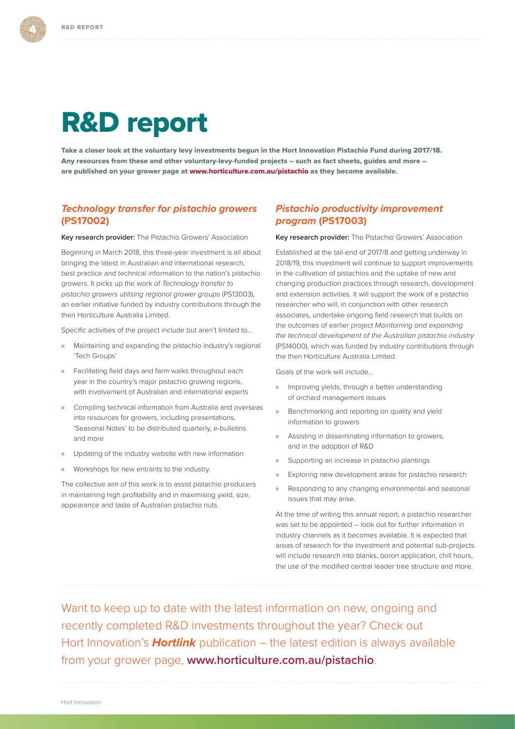# R&D report

**Take a closer look at the voluntary levy investments begun in the Hort Innovation Pistachio Fund during 2017/18. Any resources from these and other voluntary-levy-funded projects – such as fact sheets, guides and more – are published on your grower page at www.horticulture.com.au/pistachio as they become available.**

## *Technology transfer for pistachio growers* (PS17002)

**Key research provider:** The Pistachio Growers' Association

Beginning in March 2018, this three-year investment is all about bringing the latest in Australian and international research, best practice and technical information to the nation's pistachio growers. It picks up the work of *Technology transfer to pistachio growers utilising regional grower groups* (PS13003), an earlier initiative funded by industry contributions through the then Horticulture Australia Limited.

Specific activities of the project include but aren't limited to…

- Maintaining and expanding the pistachio industry's regional 'Tech Groups'
- Facilitating field days and farm walks throughout each year in the country's major pistachio growing regions, with involvement of Australian and international experts
- Compiling technical information from Australia and overseas into resources for growers, including presentations, 'Seasonal Notes' to be distributed quarterly, e-bulletins and more
- Updating of the industry website with new information
- Workshops for new entrants to the industry.

The collective aim of this work is to assist pistachio producers in maintaining high profitability and in maximising yield, size, appearance and taste of Australian pistachio nuts.

## *Pistachio productivity improvement program* (PS17003)

**Key research provider:** The Pistachio Growers' Association

Established at the tail-end of 2017/8 and getting underway in 2018/19, this investment will continue to support improvements in the cultivation of pistachios and the uptake of new and changing production practices through research, development and extension activities. It will support the work of a pistachio researcher who will, in conjunction with other research associates, undertake ongoing field research that builds on the outcomes of earlier project *Maintaining and expanding the technical development of the Australian pistachio industry* (PS14000), which was funded by industry contributions through the then Horticulture Australia Limited.

Goals of the work will include…

- Improving yields, through a better understanding of orchard management issues
- Benchmarking and reporting on quality and yield information to growers
- Assisting in disseminating information to growers, and in the adoption of R&D
- Supporting an increase in pistachio plantings
- Exploring new development areas for pistachio research
- Responding to any changing environmental and seasonal issues that may arise.

At the time of writing this annual report, a pistachio researcher was set to be appointed – look out for further information in industry channels as it becomes available. It is expected that areas of research for the investment and potential sub-projects will include research into blanks, boron application, chill hours, the use of the modified central leader tree structure and more.

Want to keep up to date with the latest information on new, ongoing and recently completed R&D investments throughout the year? Check out Hort Innovation's ***Hortlink*** publication – the latest edition is always available from your grower page, **www.horticulture.com.au/pistachio**.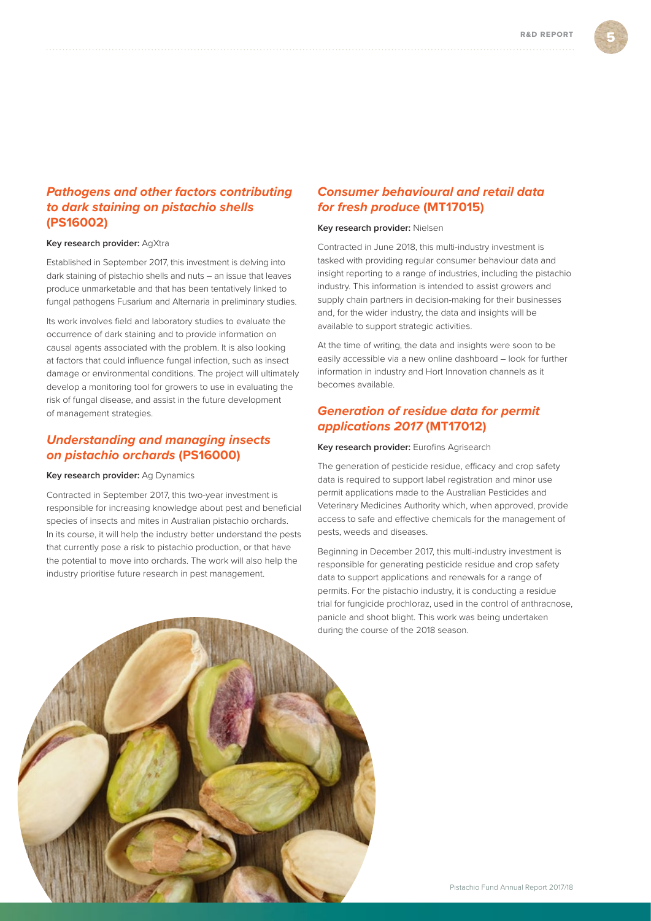## *Pathogens and other factors contributing to dark staining on pistachio shells* (PS16002)

**Key research provider:** AgXtra

Established in September 2017, this investment is delving into dark staining of pistachio shells and nuts – an issue that leaves produce unmarketable and that has been tentatively linked to fungal pathogens Fusarium and Alternaria in preliminary studies.

Its work involves field and laboratory studies to evaluate the occurrence of dark staining and to provide information on causal agents associated with the problem. It is also looking at factors that could influence fungal infection, such as insect damage or environmental conditions. The project will ultimately develop a monitoring tool for growers to use in evaluating the risk of fungal disease, and assist in the future development of management strategies.

## *Understanding and managing insects on pistachio orchards* (PS16000)

**Key research provider:** Ag Dynamics

Contracted in September 2017, this two-year investment is responsible for increasing knowledge about pest and beneficial species of insects and mites in Australian pistachio orchards. In its course, it will help the industry better understand the pests that currently pose a risk to pistachio production, or that have the potential to move into orchards. The work will also help the industry prioritise future research in pest management.

## *Consumer behavioural and retail data for fresh produce* (MT17015)

**Key research provider:** Nielsen

Contracted in June 2018, this multi-industry investment is tasked with providing regular consumer behaviour data and insight reporting to a range of industries, including the pistachio industry. This information is intended to assist growers and supply chain partners in decision-making for their businesses and, for the wider industry, the data and insights will be available to support strategic activities.

At the time of writing, the data and insights were soon to be easily accessible via a new online dashboard – look for further information in industry and Hort Innovation channels as it becomes available.

## *Generation of residue data for permit applications 2017* (MT17012)

**Key research provider:** Eurofins Agrisearch

The generation of pesticide residue, efficacy and crop safety data is required to support label registration and minor use permit applications made to the Australian Pesticides and Veterinary Medicines Authority which, when approved, provide access to safe and effective chemicals for the management of pests, weeds and diseases.

Beginning in December 2017, this multi-industry investment is responsible for generating pesticide residue and crop safety data to support applications and renewals for a range of permits. For the pistachio industry, it is conducting a residue trial for fungicide prochloraz, used in the control of anthracnose, panicle and shoot blight. This work was being undertaken during the course of the 2018 season.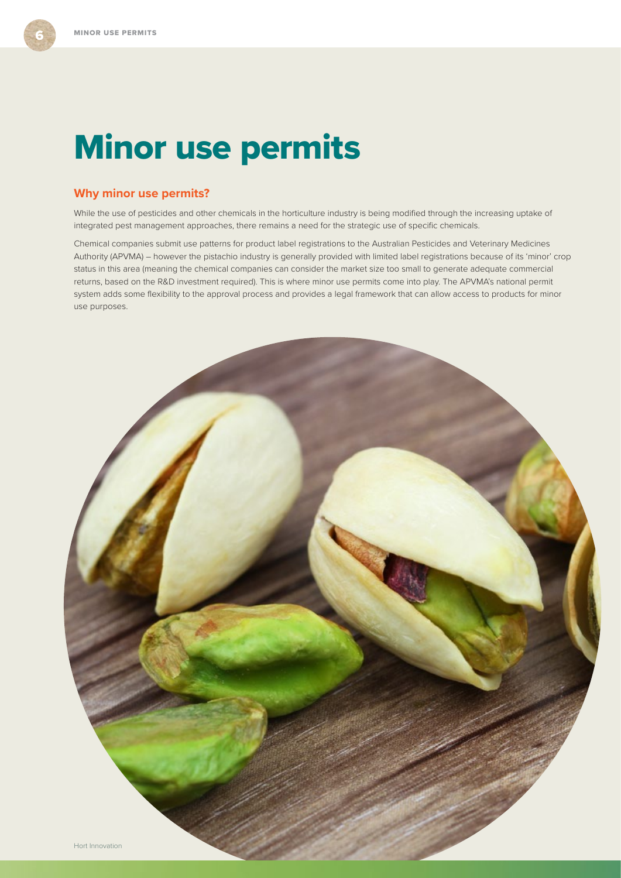# Minor use permits

## Why minor use permits?

While the use of pesticides and other chemicals in the horticulture industry is being modified through the increasing uptake of integrated pest management approaches, there remains a need for the strategic use of specific chemicals.

Chemical companies submit use patterns for product label registrations to the Australian Pesticides and Veterinary Medicines Authority (APVMA) – however the pistachio industry is generally provided with limited label registrations because of its 'minor' crop status in this area (meaning the chemical companies can consider the market size too small to generate adequate commercial returns, based on the R&D investment required). This is where minor use permits come into play. The APVMA's national permit system adds some flexibility to the approval process and provides a legal framework that can allow access to products for minor use purposes.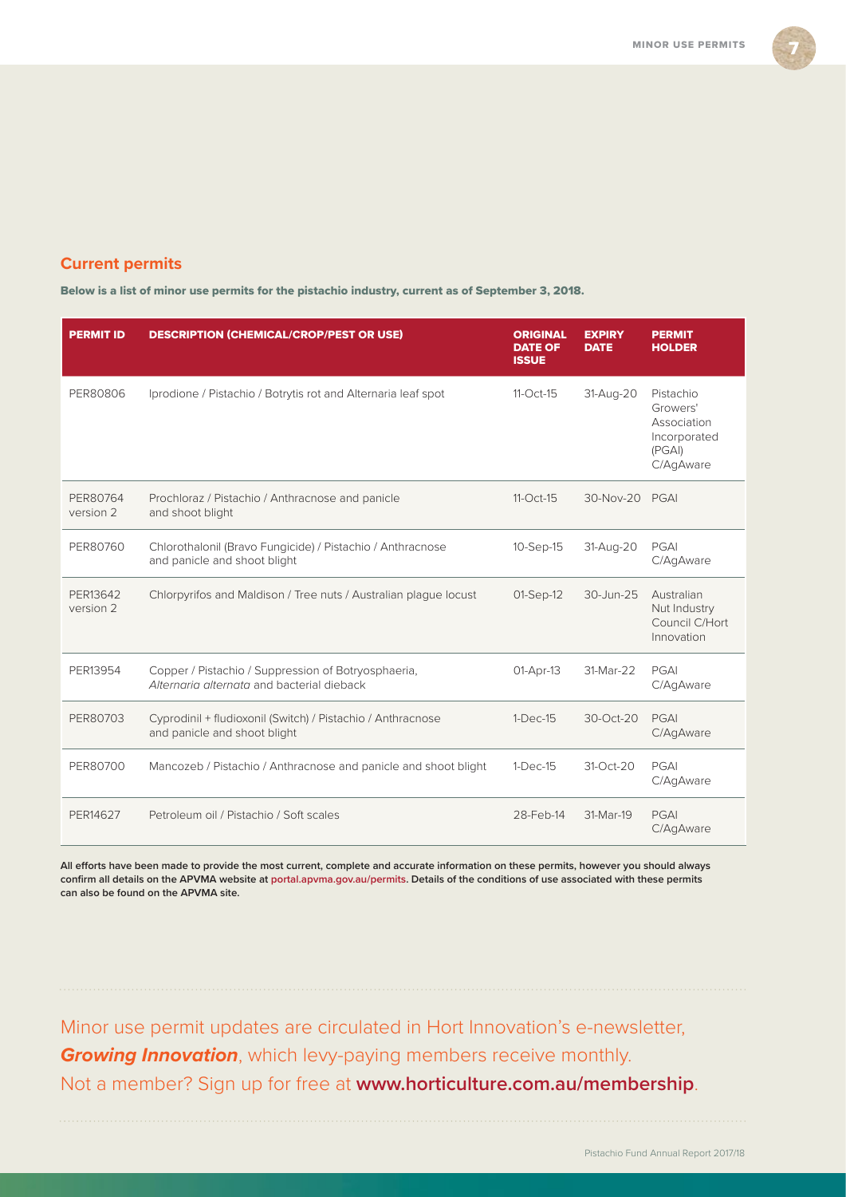## Current permits

**Below is a list of minor use permits for the pistachio industry, current as of September 3, 2018.**

| PERMIT ID | DESCRIPTION (CHEMICAL/CROP/PEST OR USE) | ORIGINAL DATE OF ISSUE | EXPIRY DATE | PERMIT HOLDER |
|---|---|---|---|---|
| PER80806 | Iprodione / Pistachio / Botrytis rot and Alternaria leaf spot | 11-Oct-15 | 31-Aug-20 | Pistachio Growers' Association Incorporated (PGAI) C/AgAware |
| PER80764 version 2 | Prochloraz / Pistachio / Anthracnose and panicle and shoot blight | 11-Oct-15 | 30-Nov-20 | PGAI |
| PER80760 | Chlorothalonil (Bravo Fungicide) / Pistachio / Anthracnose and panicle and shoot blight | 10-Sep-15 | 31-Aug-20 | PGAI C/AgAware |
| PER13642 version 2 | Chlorpyrifos and Maldison / Tree nuts / Australian plague locust | 01-Sep-12 | 30-Jun-25 | Australian Nut Industry Council C/Hort Innovation |
| PER13954 | Copper / Pistachio / Suppression of Botryosphaeria, *Alternaria alternata* and bacterial dieback | 01-Apr-13 | 31-Mar-22 | PGAI C/AgAware |
| PER80703 | Cyprodinil + fludioxonil (Switch) / Pistachio / Anthracnose and panicle and shoot blight | 1-Dec-15 | 30-Oct-20 | PGAI C/AgAware |
| PER80700 | Mancozeb / Pistachio / Anthracnose and panicle and shoot blight | 1-Dec-15 | 31-Oct-20 | PGAI C/AgAware |
| PER14627 | Petroleum oil / Pistachio / Soft scales | 28-Feb-14 | 31-Mar-19 | PGAI C/AgAware |

**All efforts have been made to provide the most current, complete and accurate information on these permits, however you should always confirm all details on the APVMA website at portal.apvma.gov.au/permits. Details of the conditions of use associated with these permits can also be found on the APVMA site.**

Minor use permit updates are circulated in Hort Innovation's e-newsletter, ***Growing Innovation***, which levy-paying members receive monthly. Not a member? Sign up for free at **www.horticulture.com.au/membership**.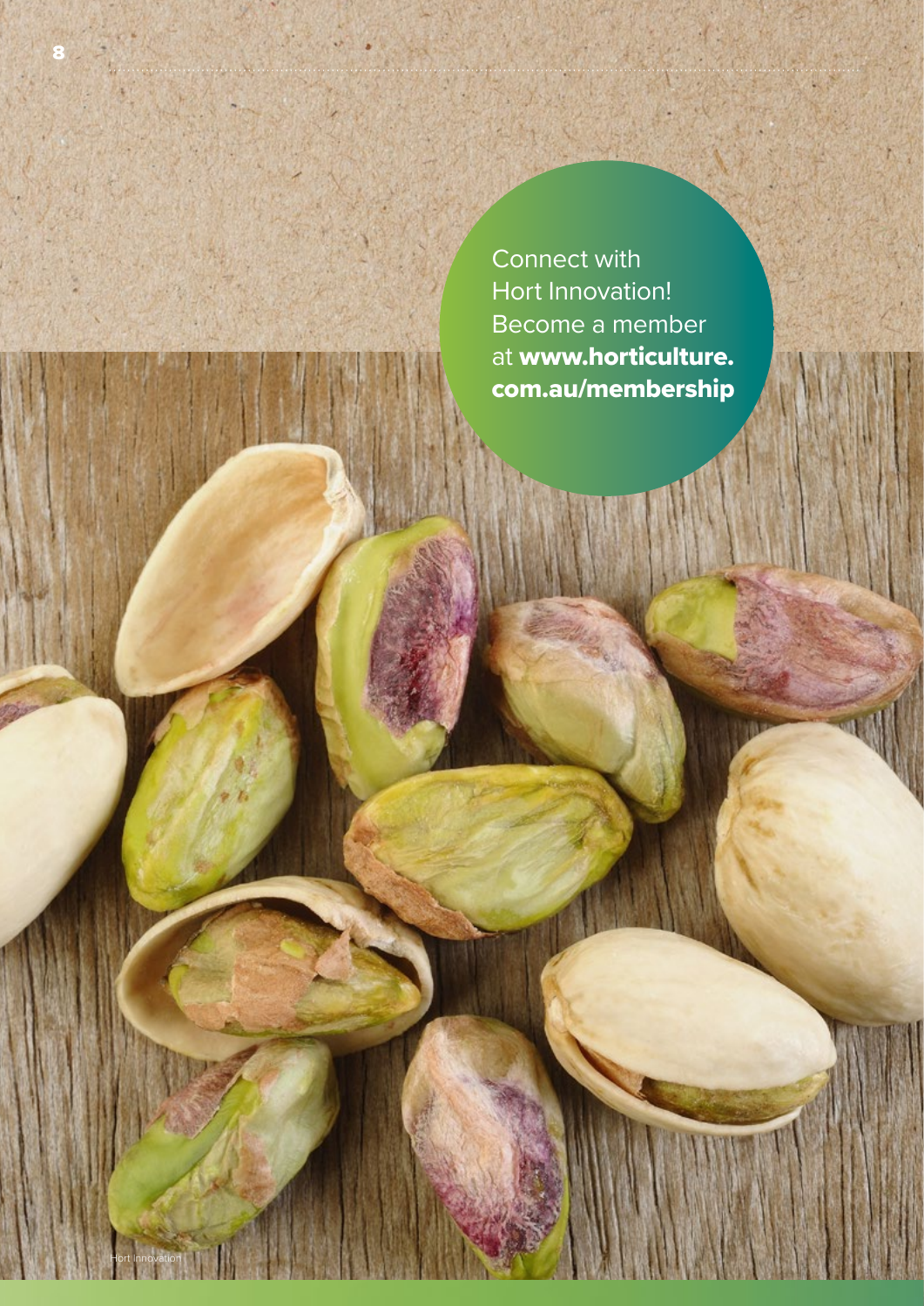Connect with Hort Innovation! Become a member at **www.horticulture.com.au/membership**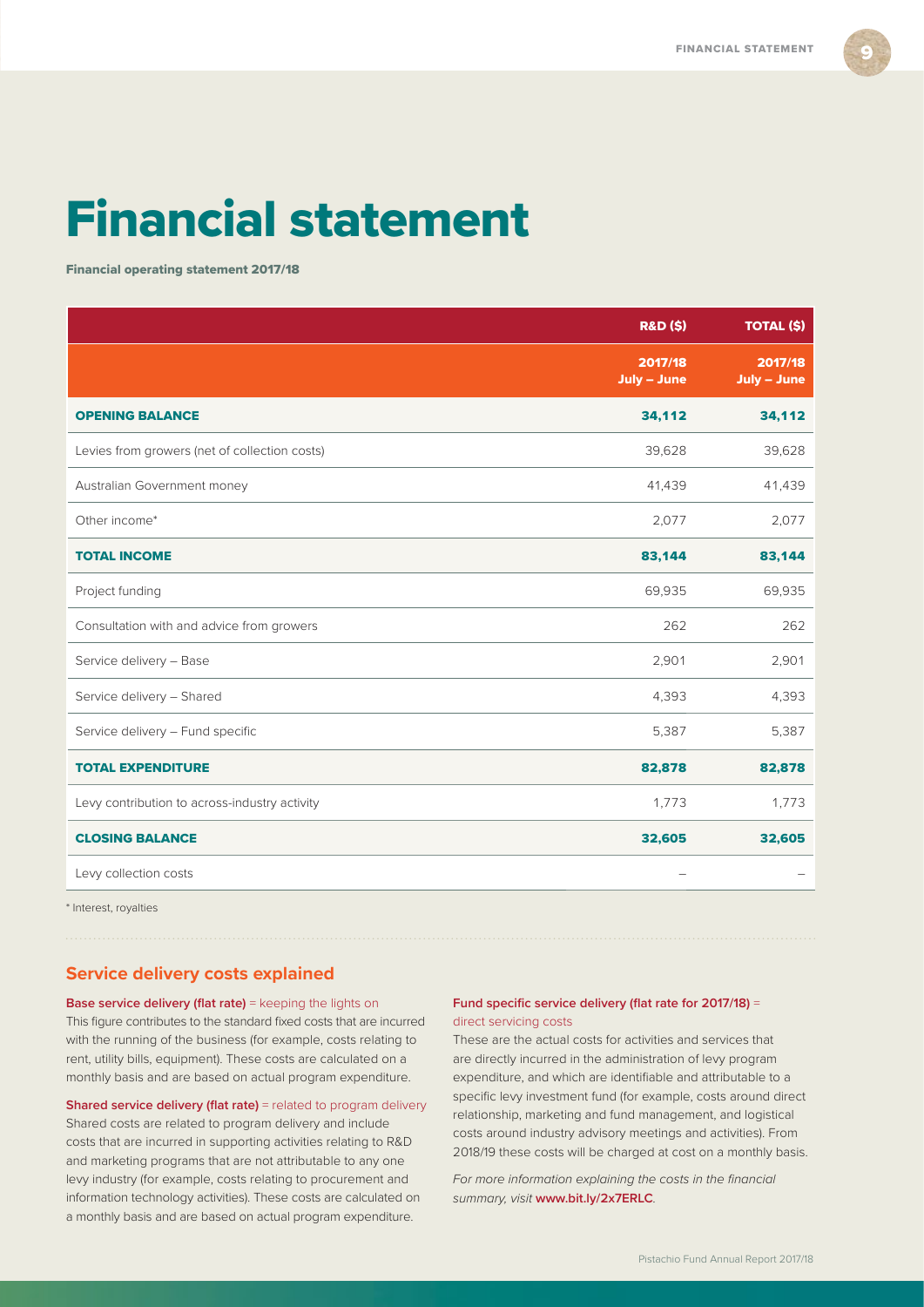# Financial statement

**Financial operating statement 2017/18**

| | R&D ($) | TOTAL ($) |
|---|---|---|
| | 2017/18 July – June | 2017/18 July – June |
| **OPENING BALANCE** | **34,112** | **34,112** |
| Levies from growers (net of collection costs) | 39,628 | 39,628 |
| Australian Government money | 41,439 | 41,439 |
| Other income* | 2,077 | 2,077 |
| **TOTAL INCOME** | **83,144** | **83,144** |
| Project funding | 69,935 | 69,935 |
| Consultation with and advice from growers | 262 | 262 |
| Service delivery – Base | 2,901 | 2,901 |
| Service delivery – Shared | 4,393 | 4,393 |
| Service delivery – Fund specific | 5,387 | 5,387 |
| **TOTAL EXPENDITURE** | **82,878** | **82,878** |
| Levy contribution to across-industry activity | 1,773 | 1,773 |
| **CLOSING BALANCE** | **32,605** | **32,605** |
| Levy collection costs | – | – |

* Interest, royalties

## Service delivery costs explained

**Base service delivery (flat rate)** = keeping the lights on
This figure contributes to the standard fixed costs that are incurred with the running of the business (for example, costs relating to rent, utility bills, equipment). These costs are calculated on a monthly basis and are based on actual program expenditure.

**Shared service delivery (flat rate)** = related to program delivery
Shared costs are related to program delivery and include costs that are incurred in supporting activities relating to R&D and marketing programs that are not attributable to any one levy industry (for example, costs relating to procurement and information technology activities). These costs are calculated on a monthly basis and are based on actual program expenditure.

**Fund specific service delivery (flat rate for 2017/18)** = direct servicing costs
These are the actual costs for activities and services that are directly incurred in the administration of levy program expenditure, and which are identifiable and attributable to a specific levy investment fund (for example, costs around direct relationship, marketing and fund management, and logistical costs around industry advisory meetings and activities). From 2018/19 these costs will be charged at cost on a monthly basis.

*For more information explaining the costs in the financial summary, visit* **www.bit.ly/2x7ERLC**.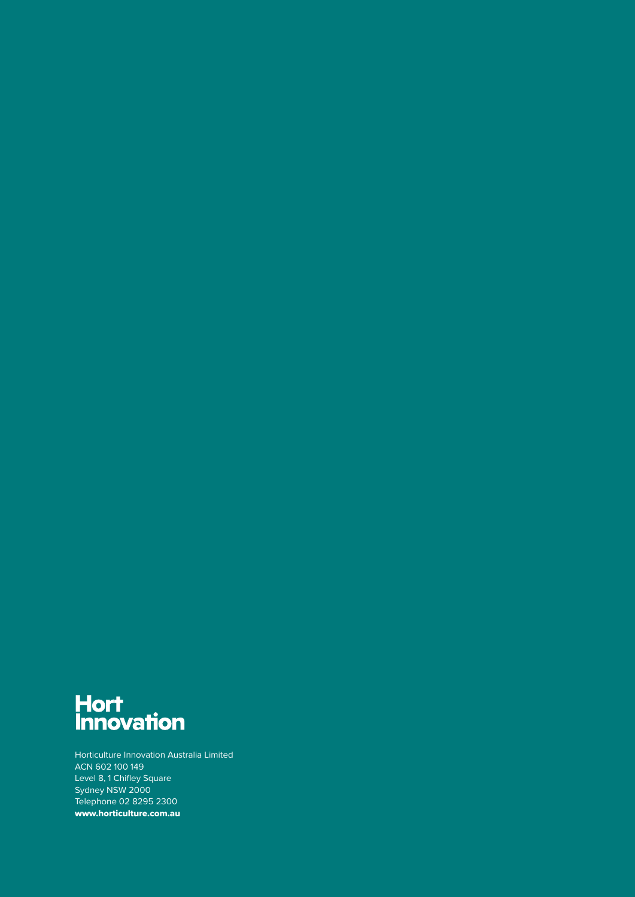**Hort Innovation**

Horticulture Innovation Australia Limited
ACN 602 100 149
Level 8, 1 Chifley Square
Sydney NSW 2000
Telephone 02 8295 2300
**www.horticulture.com.au**